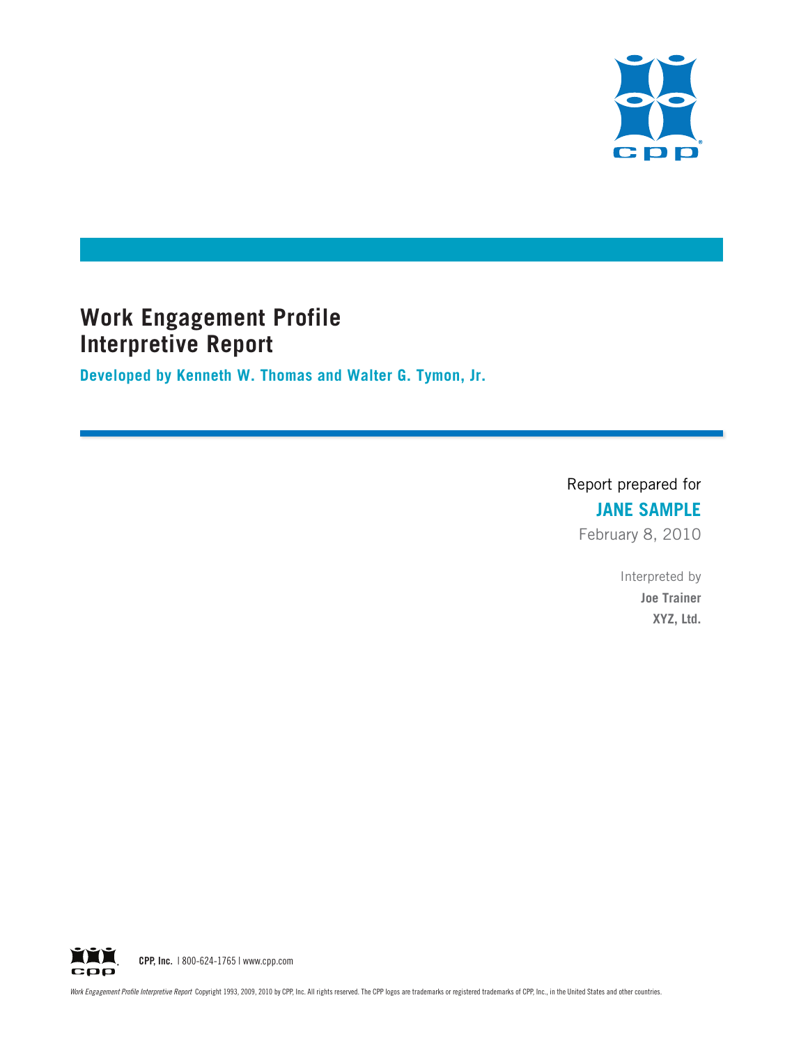# Work Engagement Profile Interpretive Report

**Developed by Kenneth W. Thomas and Walter G. Tymon, Jr.**

Report prepared for

**JANE SAMPLE**

February 8, 2010

Interpreted by

**Joe Trainer**

**XYZ, Ltd.**

**CPP, Inc.** | 800-624-1765 | www.cpp.com

*Work Engagement Profile Interpretive Report* Copyright 1993, 2009, 2010 by CPP, Inc. All rights reserved. The CPP logos are trademarks or registered trademarks of CPP, Inc., in the United States and other countries.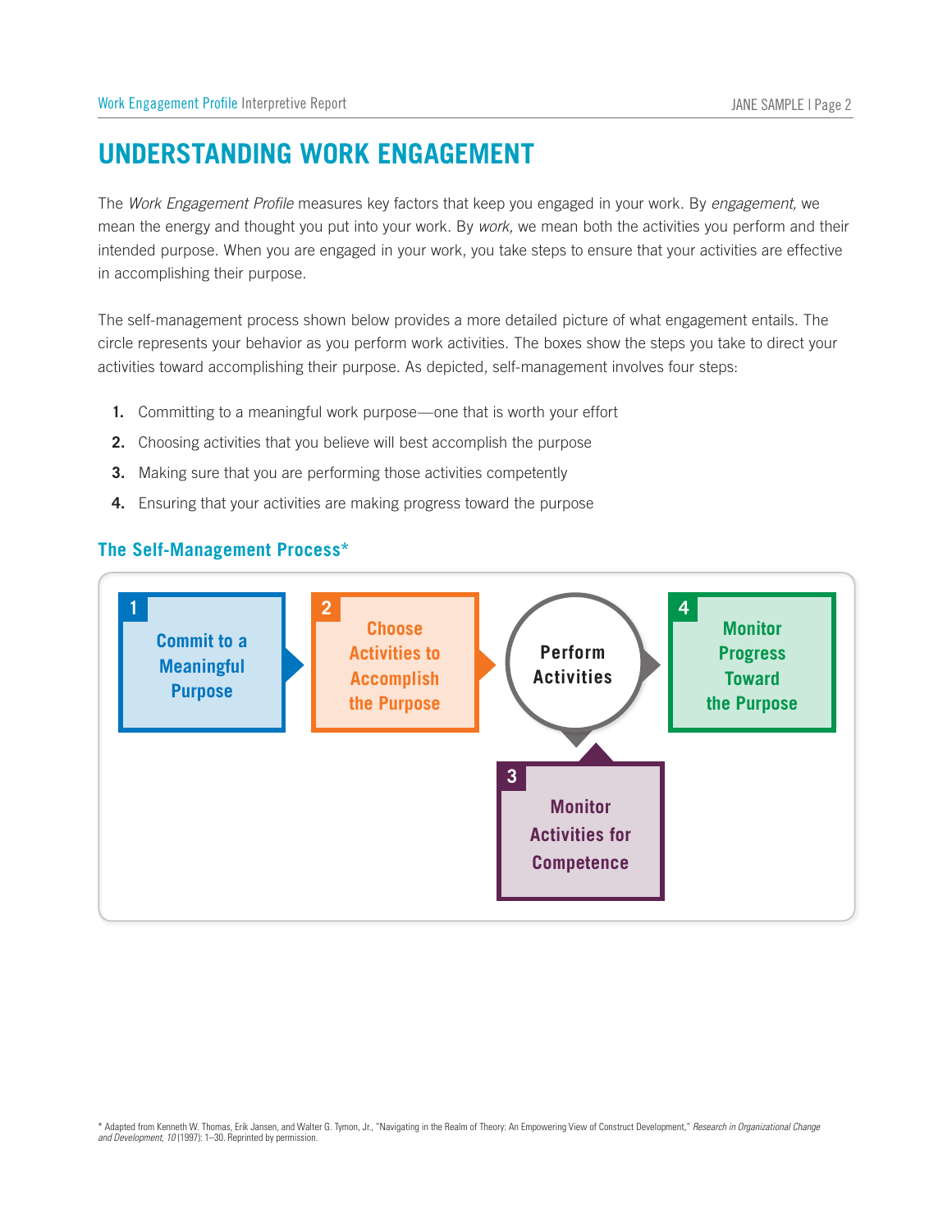# UNDERSTANDING WORK ENGAGEMENT

The *Work Engagement Profile* measures key factors that keep you engaged in your work. By *engagement,* we mean the energy and thought you put into your work. By *work,* we mean both the activities you perform and their intended purpose. When you are engaged in your work, you take steps to ensure that your activities are effective in accomplishing their purpose.

The self-management process shown below provides a more detailed picture of what engagement entails. The circle represents your behavior as you perform work activities. The boxes show the steps you take to direct your activities toward accomplishing their purpose. As depicted, self-management involves four steps:

1. Committing to a meaningful work purpose—one that is worth your effort
2. Choosing activities that you believe will best accomplish the purpose
3. Making sure that you are performing those activities competently
4. Ensuring that your activities are making progress toward the purpose

### The Self-Management Process*

1 Commit to a Meaningful Purpose → 2 Choose Activities to Accomplish the Purpose → Perform Activities → 4 Monitor Progress Toward the Purpose

Perform Activities ↔ 3 Monitor Activities for Competence

\* Adapted from Kenneth W. Thomas, Erik Jansen, and Walter G. Tymon, Jr., "Navigating in the Realm of Theory: An Empowering View of Construct Development," *Research in Organizational Change and Development, 10* (1997): 1–30. Reprinted by permission.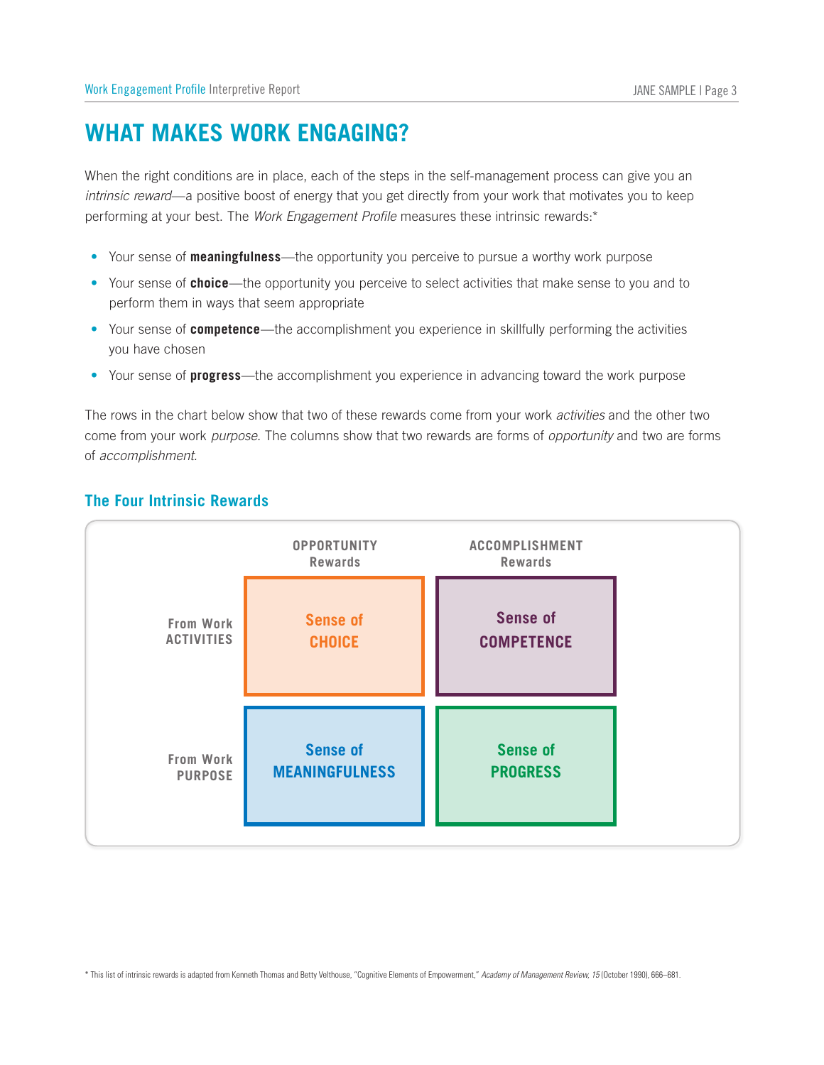# WHAT MAKES WORK ENGAGING?

When the right conditions are in place, each of the steps in the self-management process can give you an *intrinsic reward*—a positive boost of energy that you get directly from your work that motivates you to keep performing at your best. The *Work Engagement Profile* measures these intrinsic rewards:*

- Your sense of **meaningfulness**—the opportunity you perceive to pursue a worthy work purpose
- Your sense of **choice**—the opportunity you perceive to select activities that make sense to you and to perform them in ways that seem appropriate
- Your sense of **competence**—the accomplishment you experience in skillfully performing the activities you have chosen
- Your sense of **progress**—the accomplishment you experience in advancing toward the work purpose

The rows in the chart below show that two of these rewards come from your work *activities* and the other two come from your work *purpose*. The columns show that two rewards are forms of *opportunity* and two are forms of *accomplishment*.

## The Four Intrinsic Rewards

| | OPPORTUNITY Rewards | ACCOMPLISHMENT Rewards |
|---|---|---|
| From Work ACTIVITIES | Sense of CHOICE | Sense of COMPETENCE |
| From Work PURPOSE | Sense of MEANINGFULNESS | Sense of PROGRESS |

* This list of intrinsic rewards is adapted from Kenneth Thomas and Betty Velthouse, "Cognitive Elements of Empowerment," *Academy of Management Review, 15* (October 1990), 666–681.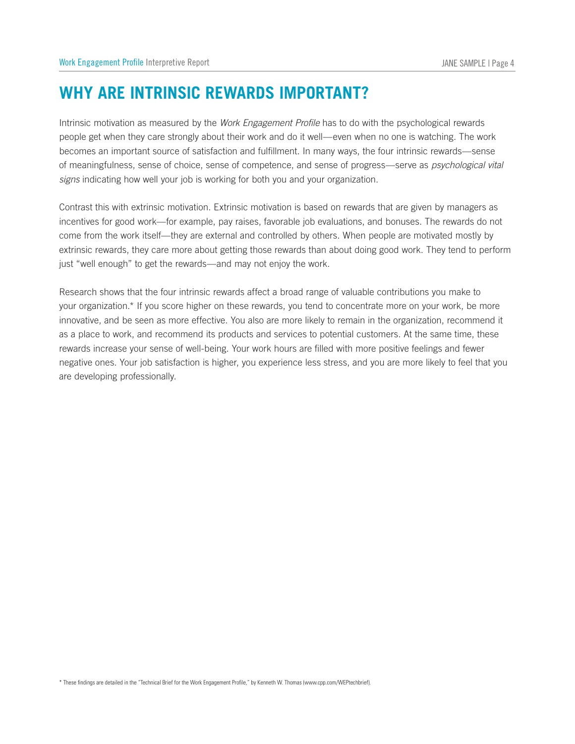# WHY ARE INTRINSIC REWARDS IMPORTANT?

Intrinsic motivation as measured by the *Work Engagement Profile* has to do with the psychological rewards people get when they care strongly about their work and do it well—even when no one is watching. The work becomes an important source of satisfaction and fulfillment. In many ways, the four intrinsic rewards—sense of meaningfulness, sense of choice, sense of competence, and sense of progress—serve as *psychological vital signs* indicating how well your job is working for both you and your organization.

Contrast this with extrinsic motivation. Extrinsic motivation is based on rewards that are given by managers as incentives for good work—for example, pay raises, favorable job evaluations, and bonuses. The rewards do not come from the work itself—they are external and controlled by others. When people are motivated mostly by extrinsic rewards, they care more about getting those rewards than about doing good work. They tend to perform just "well enough" to get the rewards—and may not enjoy the work.

Research shows that the four intrinsic rewards affect a broad range of valuable contributions you make to your organization.* If you score higher on these rewards, you tend to concentrate more on your work, be more innovative, and be seen as more effective. You also are more likely to remain in the organization, recommend it as a place to work, and recommend its products and services to potential customers. At the same time, these rewards increase your sense of well-being. Your work hours are filled with more positive feelings and fewer negative ones. Your job satisfaction is higher, you experience less stress, and you are more likely to feel that you are developing professionally.

* These findings are detailed in the "Technical Brief for the Work Engagement Profile," by Kenneth W. Thomas (www.cpp.com/WEPtechbrief).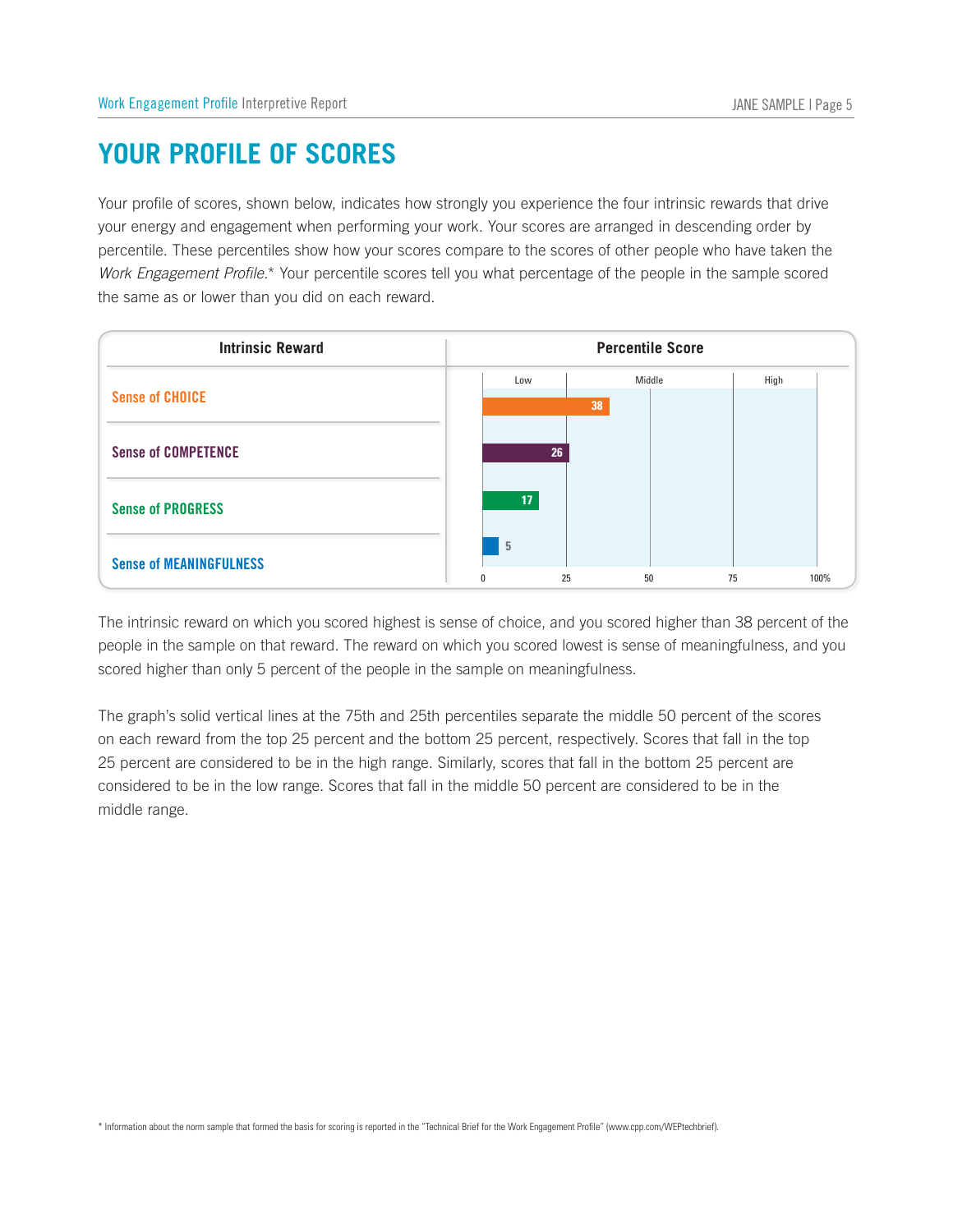# YOUR PROFILE OF SCORES

Your profile of scores, shown below, indicates how strongly you experience the four intrinsic rewards that drive your energy and engagement when performing your work. Your scores are arranged in descending order by percentile. These percentiles show how your scores compare to the scores of other people who have taken the *Work Engagement Profile*.* Your percentile scores tell you what percentage of the people in the sample scored the same as or lower than you did on each reward.

| Intrinsic Reward | Percentile Score |
| --- | --- |
| Sense of CHOICE | 38 |
| Sense of COMPETENCE | 26 |
| Sense of PROGRESS | 17 |
| Sense of MEANINGFULNESS | 5 |

The intrinsic reward on which you scored highest is sense of choice, and you scored higher than 38 percent of the people in the sample on that reward. The reward on which you scored lowest is sense of meaningfulness, and you scored higher than only 5 percent of the people in the sample on meaningfulness.

The graph's solid vertical lines at the 75th and 25th percentiles separate the middle 50 percent of the scores on each reward from the top 25 percent and the bottom 25 percent, respectively. Scores that fall in the top 25 percent are considered to be in the high range. Similarly, scores that fall in the bottom 25 percent are considered to be in the low range. Scores that fall in the middle 50 percent are considered to be in the middle range.

* Information about the norm sample that formed the basis for scoring is reported in the "Technical Brief for the Work Engagement Profile" (www.cpp.com/WEPtechbrief).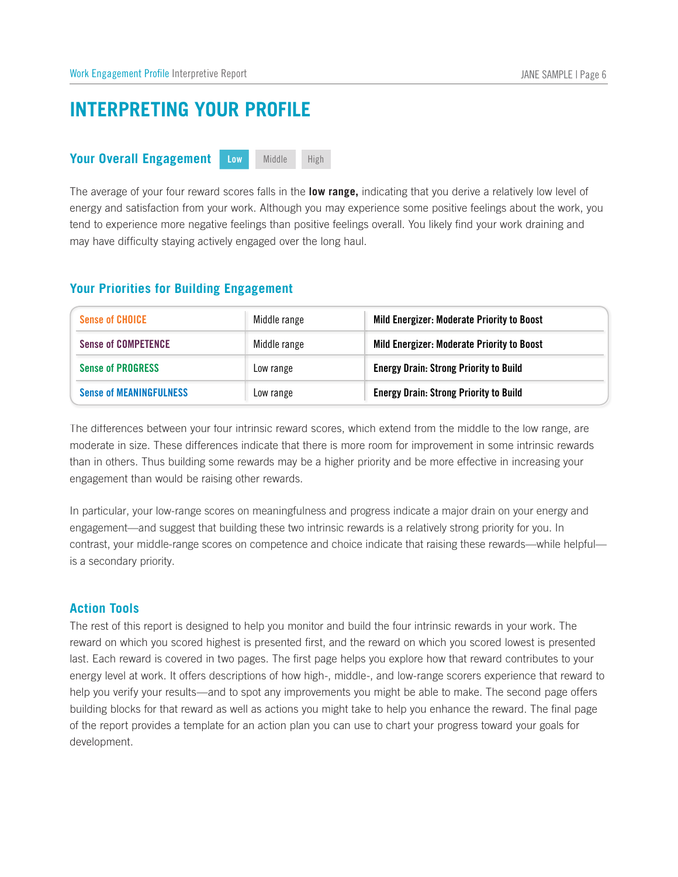# INTERPRETING YOUR PROFILE

## Your Overall Engagement

**Low** | Middle | High

The average of your four reward scores falls in the **low range,** indicating that you derive a relatively low level of energy and satisfaction from your work. Although you may experience some positive feelings about the work, you tend to experience more negative feelings than positive feelings overall. You likely find your work draining and may have difficulty staying actively engaged over the long haul.

## Your Priorities for Building Engagement

| | | |
|---|---|---|
| Sense of CHOICE | Middle range | **Mild Energizer: Moderate Priority to Boost** |
| Sense of COMPETENCE | Middle range | **Mild Energizer: Moderate Priority to Boost** |
| Sense of PROGRESS | Low range | **Energy Drain: Strong Priority to Build** |
| Sense of MEANINGFULNESS | Low range | **Energy Drain: Strong Priority to Build** |

The differences between your four intrinsic reward scores, which extend from the middle to the low range, are moderate in size. These differences indicate that there is more room for improvement in some intrinsic rewards than in others. Thus building some rewards may be a higher priority and be more effective in increasing your engagement than would be raising other rewards.

In particular, your low-range scores on meaningfulness and progress indicate a major drain on your energy and engagement—and suggest that building these two intrinsic rewards is a relatively strong priority for you. In contrast, your middle-range scores on competence and choice indicate that raising these rewards—while helpful—is a secondary priority.

## Action Tools

The rest of this report is designed to help you monitor and build the four intrinsic rewards in your work. The reward on which you scored highest is presented first, and the reward on which you scored lowest is presented last. Each reward is covered in two pages. The first page helps you explore how that reward contributes to your energy level at work. It offers descriptions of how high-, middle-, and low-range scorers experience that reward to help you verify your results—and to spot any improvements you might be able to make. The second page offers building blocks for that reward as well as actions you might take to help you enhance the reward. The final page of the report provides a template for an action plan you can use to chart your progress toward your goals for development.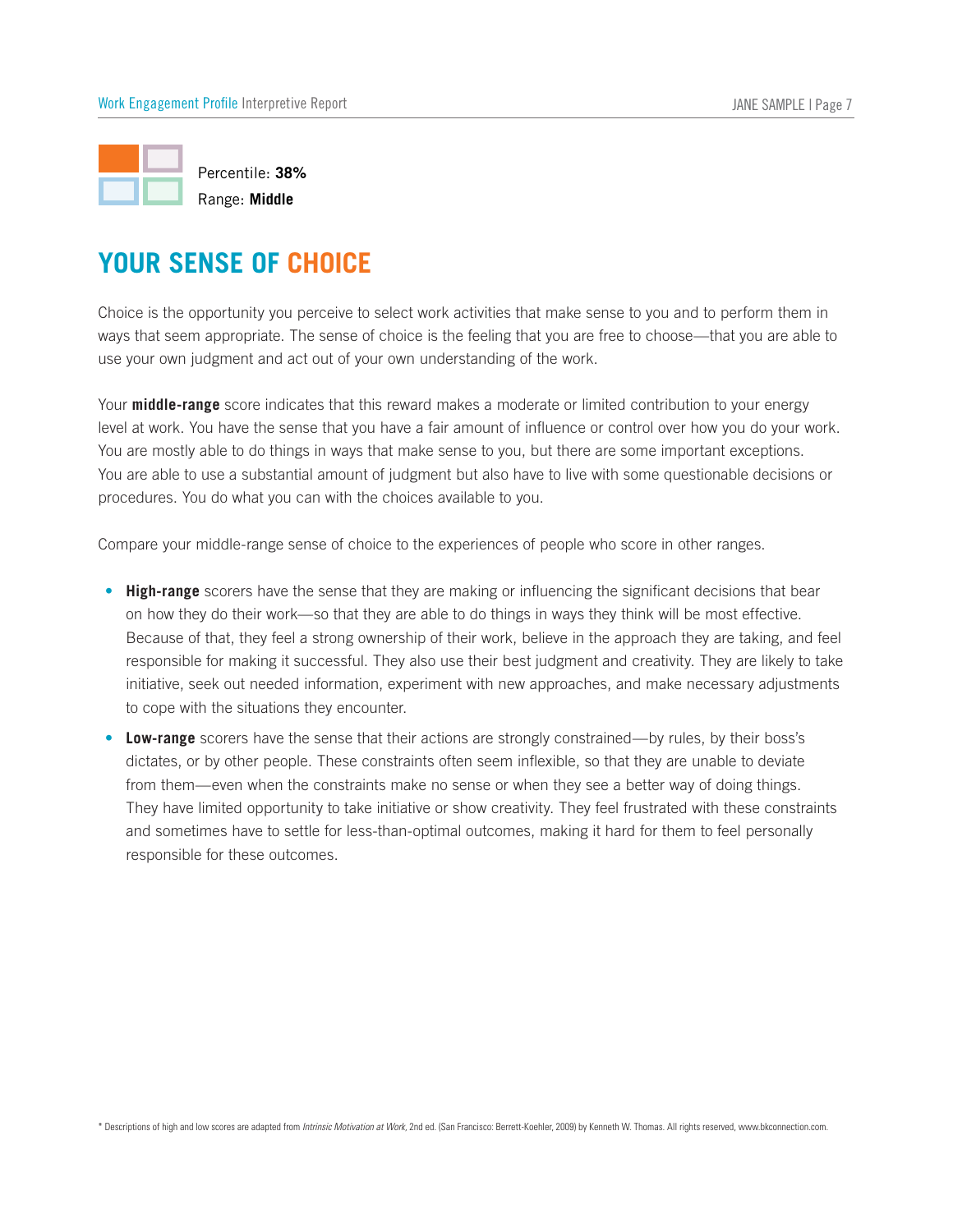Percentile: **38%**
Range: **Middle**

# YOUR SENSE OF CHOICE

Choice is the opportunity you perceive to select work activities that make sense to you and to perform them in ways that seem appropriate. The sense of choice is the feeling that you are free to choose—that you are able to use your own judgment and act out of your own understanding of the work.

Your **middle-range** score indicates that this reward makes a moderate or limited contribution to your energy level at work. You have the sense that you have a fair amount of influence or control over how you do your work. You are mostly able to do things in ways that make sense to you, but there are some important exceptions. You are able to use a substantial amount of judgment but also have to live with some questionable decisions or procedures. You do what you can with the choices available to you.

Compare your middle-range sense of choice to the experiences of people who score in other ranges.

- **High-range** scorers have the sense that they are making or influencing the significant decisions that bear on how they do their work—so that they are able to do things in ways they think will be most effective. Because of that, they feel a strong ownership of their work, believe in the approach they are taking, and feel responsible for making it successful. They also use their best judgment and creativity. They are likely to take initiative, seek out needed information, experiment with new approaches, and make necessary adjustments to cope with the situations they encounter.
- **Low-range** scorers have the sense that their actions are strongly constrained—by rules, by their boss's dictates, or by other people. These constraints often seem inflexible, so that they are unable to deviate from them—even when the constraints make no sense or when they see a better way of doing things. They have limited opportunity to take initiative or show creativity. They feel frustrated with these constraints and sometimes have to settle for less-than-optimal outcomes, making it hard for them to feel personally responsible for these outcomes.

* Descriptions of high and low scores are adapted from *Intrinsic Motivation at Work*, 2nd ed. (San Francisco: Berrett-Koehler, 2009) by Kenneth W. Thomas. All rights reserved, www.bkconnection.com.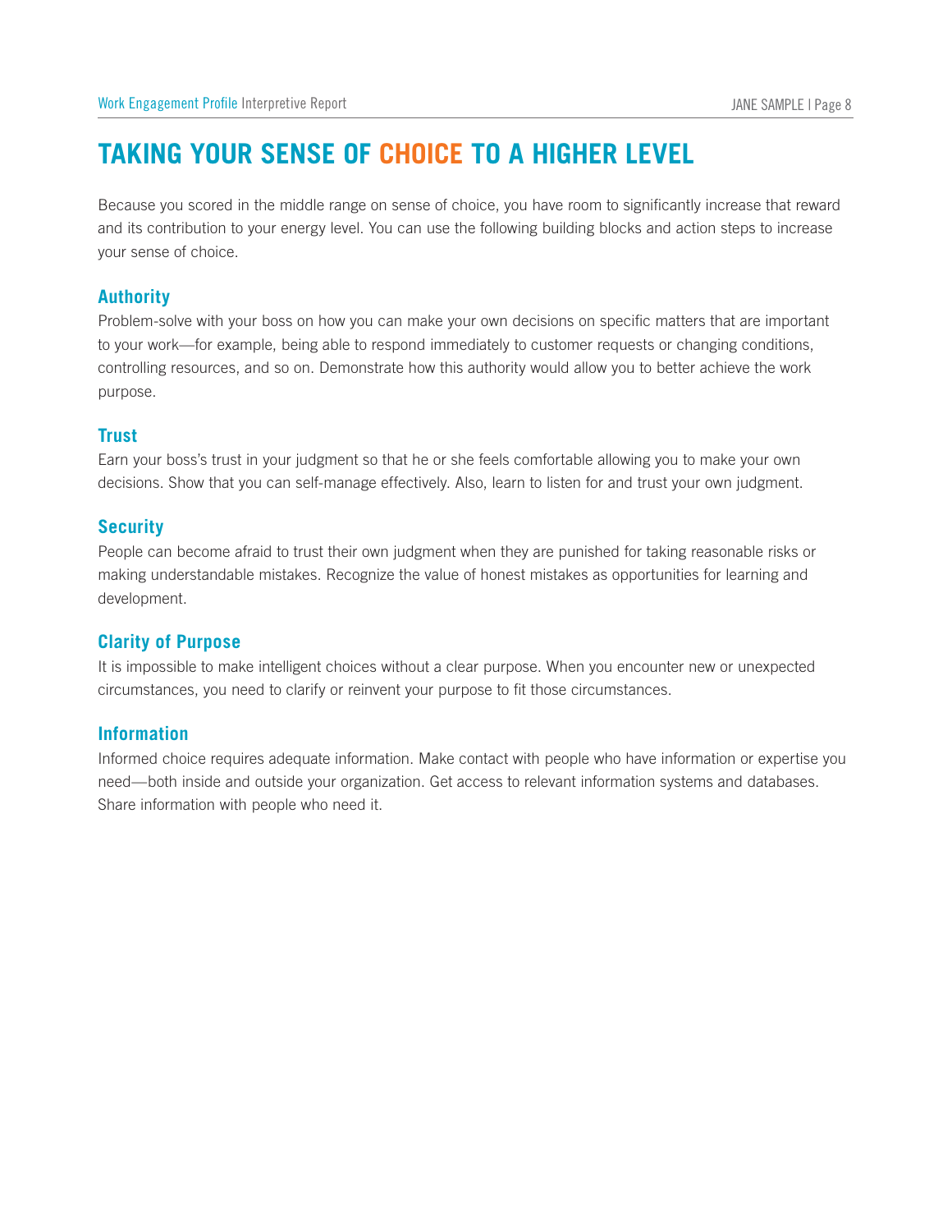# TAKING YOUR SENSE OF CHOICE TO A HIGHER LEVEL

Because you scored in the middle range on sense of choice, you have room to significantly increase that reward and its contribution to your energy level. You can use the following building blocks and action steps to increase your sense of choice.

## Authority

Problem-solve with your boss on how you can make your own decisions on specific matters that are important to your work—for example, being able to respond immediately to customer requests or changing conditions, controlling resources, and so on. Demonstrate how this authority would allow you to better achieve the work purpose.

## Trust

Earn your boss's trust in your judgment so that he or she feels comfortable allowing you to make your own decisions. Show that you can self-manage effectively. Also, learn to listen for and trust your own judgment.

## Security

People can become afraid to trust their own judgment when they are punished for taking reasonable risks or making understandable mistakes. Recognize the value of honest mistakes as opportunities for learning and development.

## Clarity of Purpose

It is impossible to make intelligent choices without a clear purpose. When you encounter new or unexpected circumstances, you need to clarify or reinvent your purpose to fit those circumstances.

## Information

Informed choice requires adequate information. Make contact with people who have information or expertise you need—both inside and outside your organization. Get access to relevant information systems and databases. Share information with people who need it.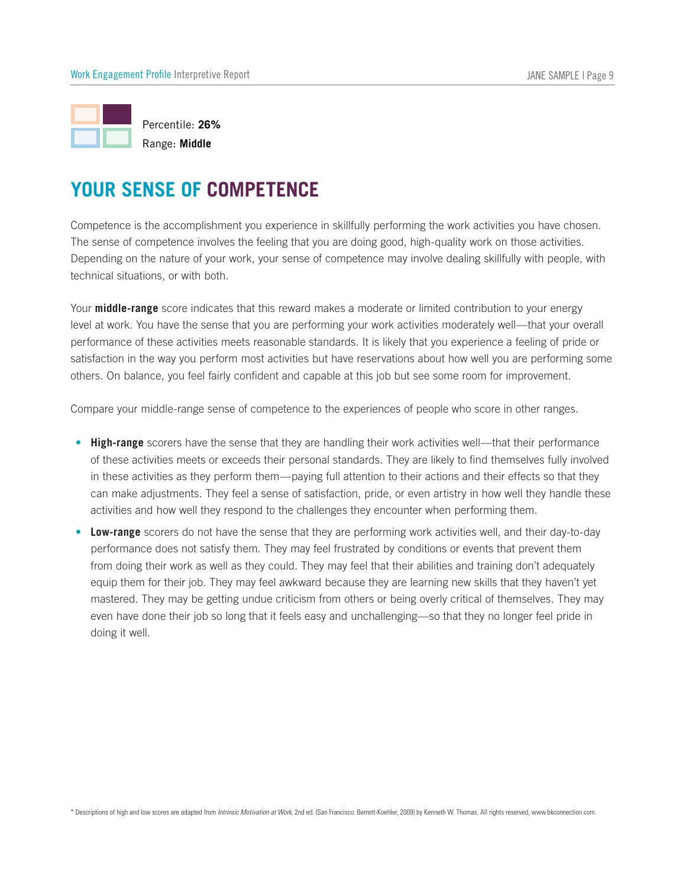Percentile: **26%**

Range: **Middle**

# YOUR SENSE OF COMPETENCE

Competence is the accomplishment you experience in skillfully performing the work activities you have chosen. The sense of competence involves the feeling that you are doing good, high-quality work on those activities. Depending on the nature of your work, your sense of competence may involve dealing skillfully with people, with technical situations, or with both.

Your **middle-range** score indicates that this reward makes a moderate or limited contribution to your energy level at work. You have the sense that you are performing your work activities moderately well—that your overall performance of these activities meets reasonable standards. It is likely that you experience a feeling of pride or satisfaction in the way you perform most activities but have reservations about how well you are performing some others. On balance, you feel fairly confident and capable at this job but see some room for improvement.

Compare your middle-range sense of competence to the experiences of people who score in other ranges.

- **High-range** scorers have the sense that they are handling their work activities well—that their performance of these activities meets or exceeds their personal standards. They are likely to find themselves fully involved in these activities as they perform them—paying full attention to their actions and their effects so that they can make adjustments. They feel a sense of satisfaction, pride, or even artistry in how well they handle these activities and how well they respond to the challenges they encounter when performing them.
- **Low-range** scorers do not have the sense that they are performing work activities well, and their day-to-day performance does not satisfy them. They may feel frustrated by conditions or events that prevent them from doing their work as well as they could. They may feel that their abilities and training don't adequately equip them for their job. They may feel awkward because they are learning new skills that they haven't yet mastered. They may be getting undue criticism from others or being overly critical of themselves. They may even have done their job so long that it feels easy and unchallenging—so that they no longer feel pride in doing it well.

* Descriptions of high and low scores are adapted from *Intrinsic Motivation at Work*, 2nd ed. (San Francisco: Berrett-Koehler, 2009) by Kenneth W. Thomas. All rights reserved, www.bkconnection.com.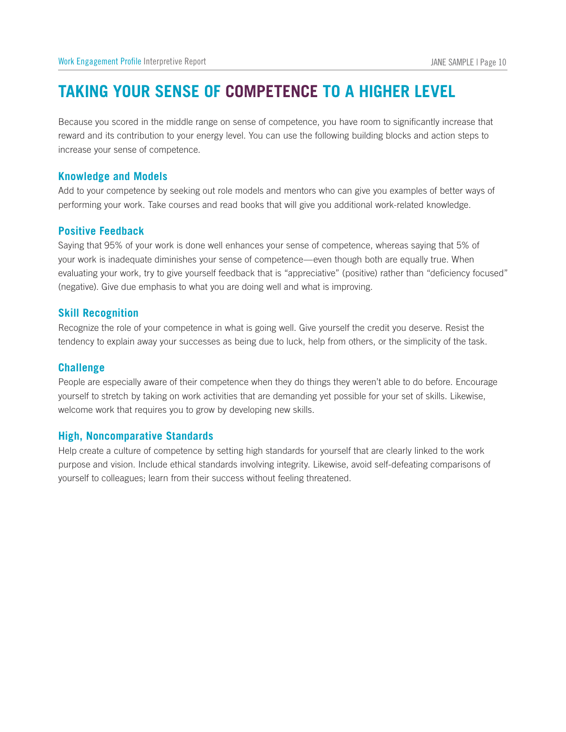# TAKING YOUR SENSE OF COMPETENCE TO A HIGHER LEVEL

Because you scored in the middle range on sense of competence, you have room to significantly increase that reward and its contribution to your energy level. You can use the following building blocks and action steps to increase your sense of competence.

## Knowledge and Models

Add to your competence by seeking out role models and mentors who can give you examples of better ways of performing your work. Take courses and read books that will give you additional work-related knowledge.

## Positive Feedback

Saying that 95% of your work is done well enhances your sense of competence, whereas saying that 5% of your work is inadequate diminishes your sense of competence—even though both are equally true. When evaluating your work, try to give yourself feedback that is "appreciative" (positive) rather than "deficiency focused" (negative). Give due emphasis to what you are doing well and what is improving.

## Skill Recognition

Recognize the role of your competence in what is going well. Give yourself the credit you deserve. Resist the tendency to explain away your successes as being due to luck, help from others, or the simplicity of the task.

## Challenge

People are especially aware of their competence when they do things they weren't able to do before. Encourage yourself to stretch by taking on work activities that are demanding yet possible for your set of skills. Likewise, welcome work that requires you to grow by developing new skills.

## High, Noncomparative Standards

Help create a culture of competence by setting high standards for yourself that are clearly linked to the work purpose and vision. Include ethical standards involving integrity. Likewise, avoid self-defeating comparisons of yourself to colleagues; learn from their success without feeling threatened.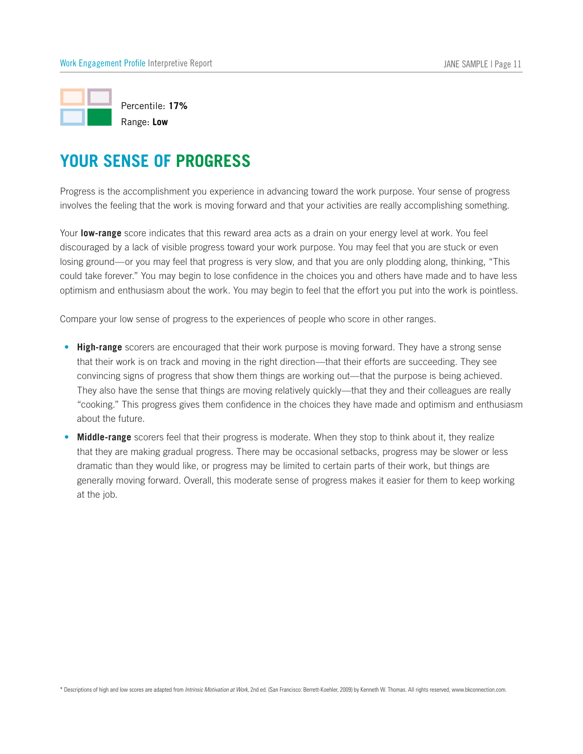Percentile: **17%**
Range: **Low**

# YOUR SENSE OF PROGRESS

Progress is the accomplishment you experience in advancing toward the work purpose. Your sense of progress involves the feeling that the work is moving forward and that your activities are really accomplishing something.

Your **low-range** score indicates that this reward area acts as a drain on your energy level at work. You feel discouraged by a lack of visible progress toward your work purpose. You may feel that you are stuck or even losing ground—or you may feel that progress is very slow, and that you are only plodding along, thinking, "This could take forever." You may begin to lose confidence in the choices you and others have made and to have less optimism and enthusiasm about the work. You may begin to feel that the effort you put into the work is pointless.

Compare your low sense of progress to the experiences of people who score in other ranges.

- **High-range** scorers are encouraged that their work purpose is moving forward. They have a strong sense that their work is on track and moving in the right direction—that their efforts are succeeding. They see convincing signs of progress that show them things are working out—that the purpose is being achieved. They also have the sense that things are moving relatively quickly—that they and their colleagues are really "cooking." This progress gives them confidence in the choices they have made and optimism and enthusiasm about the future.
- **Middle-range** scorers feel that their progress is moderate. When they stop to think about it, they realize that they are making gradual progress. There may be occasional setbacks, progress may be slower or less dramatic than they would like, or progress may be limited to certain parts of their work, but things are generally moving forward. Overall, this moderate sense of progress makes it easier for them to keep working at the job.

* Descriptions of high and low scores are adapted from *Intrinsic Motivation at Work*, 2nd ed. (San Francisco: Berrett-Koehler, 2009) by Kenneth W. Thomas. All rights reserved, www.bkconnection.com.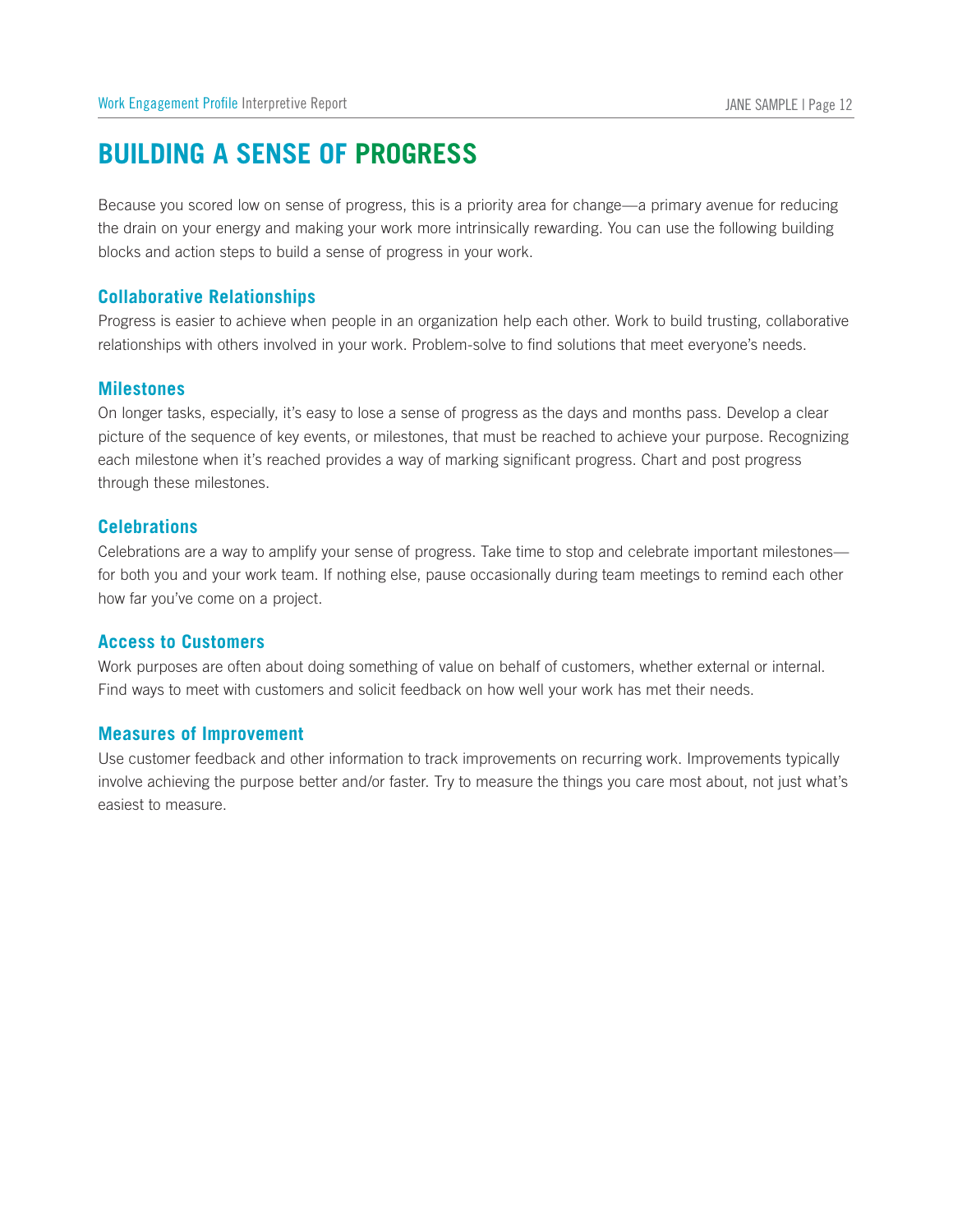# BUILDING A SENSE OF PROGRESS

Because you scored low on sense of progress, this is a priority area for change—a primary avenue for reducing the drain on your energy and making your work more intrinsically rewarding. You can use the following building blocks and action steps to build a sense of progress in your work.

### Collaborative Relationships

Progress is easier to achieve when people in an organization help each other. Work to build trusting, collaborative relationships with others involved in your work. Problem-solve to find solutions that meet everyone's needs.

### Milestones

On longer tasks, especially, it's easy to lose a sense of progress as the days and months pass. Develop a clear picture of the sequence of key events, or milestones, that must be reached to achieve your purpose. Recognizing each milestone when it's reached provides a way of marking significant progress. Chart and post progress through these milestones.

### Celebrations

Celebrations are a way to amplify your sense of progress. Take time to stop and celebrate important milestones—for both you and your work team. If nothing else, pause occasionally during team meetings to remind each other how far you've come on a project.

### Access to Customers

Work purposes are often about doing something of value on behalf of customers, whether external or internal. Find ways to meet with customers and solicit feedback on how well your work has met their needs.

### Measures of Improvement

Use customer feedback and other information to track improvements on recurring work. Improvements typically involve achieving the purpose better and/or faster. Try to measure the things you care most about, not just what's easiest to measure.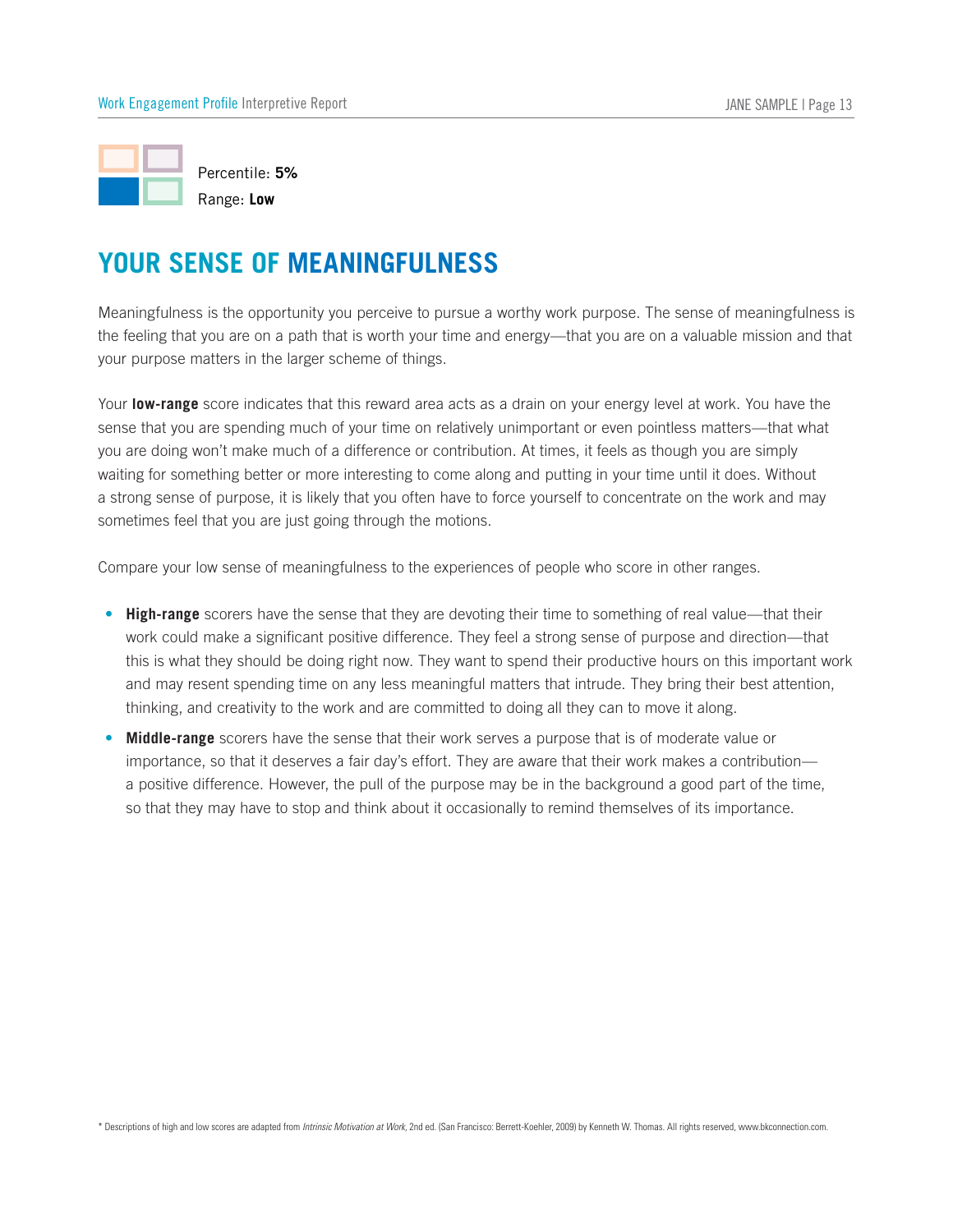Percentile: **5%**
Range: **Low**

# YOUR SENSE OF MEANINGFULNESS

Meaningfulness is the opportunity you perceive to pursue a worthy work purpose. The sense of meaningfulness is the feeling that you are on a path that is worth your time and energy—that you are on a valuable mission and that your purpose matters in the larger scheme of things.

Your **low-range** score indicates that this reward area acts as a drain on your energy level at work. You have the sense that you are spending much of your time on relatively unimportant or even pointless matters—that what you are doing won't make much of a difference or contribution. At times, it feels as though you are simply waiting for something better or more interesting to come along and putting in your time until it does. Without a strong sense of purpose, it is likely that you often have to force yourself to concentrate on the work and may sometimes feel that you are just going through the motions.

Compare your low sense of meaningfulness to the experiences of people who score in other ranges.

- **High-range** scorers have the sense that they are devoting their time to something of real value—that their work could make a significant positive difference. They feel a strong sense of purpose and direction—that this is what they should be doing right now. They want to spend their productive hours on this important work and may resent spending time on any less meaningful matters that intrude. They bring their best attention, thinking, and creativity to the work and are committed to doing all they can to move it along.
- **Middle-range** scorers have the sense that their work serves a purpose that is of moderate value or importance, so that it deserves a fair day's effort. They are aware that their work makes a contribution—a positive difference. However, the pull of the purpose may be in the background a good part of the time, so that they may have to stop and think about it occasionally to remind themselves of its importance.

* Descriptions of high and low scores are adapted from *Intrinsic Motivation at Work*, 2nd ed. (San Francisco: Berrett-Koehler, 2009) by Kenneth W. Thomas. All rights reserved, www.bkconnection.com.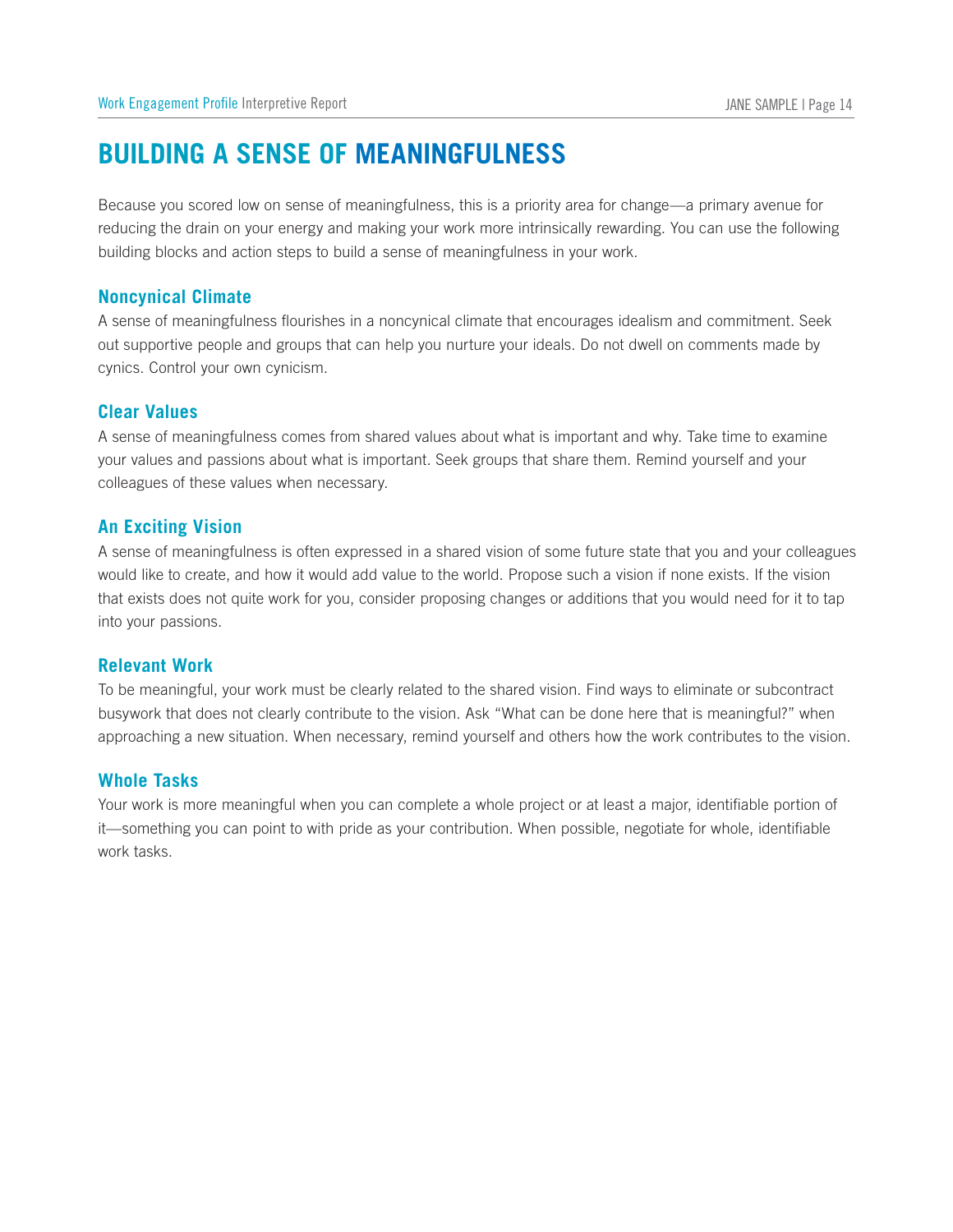# BUILDING A SENSE OF MEANINGFULNESS

Because you scored low on sense of meaningfulness, this is a priority area for change—a primary avenue for reducing the drain on your energy and making your work more intrinsically rewarding. You can use the following building blocks and action steps to build a sense of meaningfulness in your work.

### Noncynical Climate

A sense of meaningfulness flourishes in a noncynical climate that encourages idealism and commitment. Seek out supportive people and groups that can help you nurture your ideals. Do not dwell on comments made by cynics. Control your own cynicism.

### Clear Values

A sense of meaningfulness comes from shared values about what is important and why. Take time to examine your values and passions about what is important. Seek groups that share them. Remind yourself and your colleagues of these values when necessary.

### An Exciting Vision

A sense of meaningfulness is often expressed in a shared vision of some future state that you and your colleagues would like to create, and how it would add value to the world. Propose such a vision if none exists. If the vision that exists does not quite work for you, consider proposing changes or additions that you would need for it to tap into your passions.

### Relevant Work

To be meaningful, your work must be clearly related to the shared vision. Find ways to eliminate or subcontract busywork that does not clearly contribute to the vision. Ask "What can be done here that is meaningful?" when approaching a new situation. When necessary, remind yourself and others how the work contributes to the vision.

### Whole Tasks

Your work is more meaningful when you can complete a whole project or at least a major, identifiable portion of it—something you can point to with pride as your contribution. When possible, negotiate for whole, identifiable work tasks.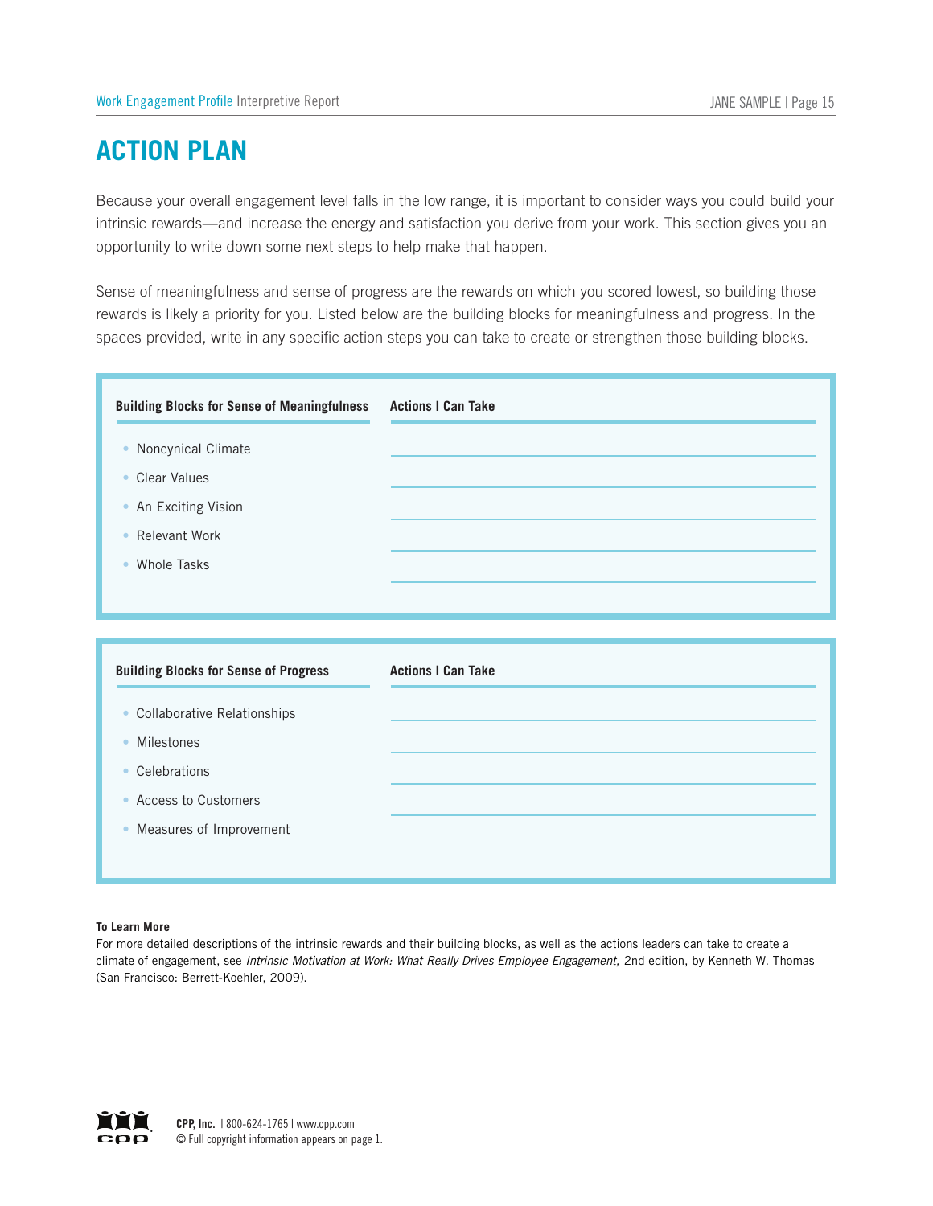# ACTION PLAN

Because your overall engagement level falls in the low range, it is important to consider ways you could build your intrinsic rewards—and increase the energy and satisfaction you derive from your work. This section gives you an opportunity to write down some next steps to help make that happen.

Sense of meaningfulness and sense of progress are the rewards on which you scored lowest, so building those rewards is likely a priority for you. Listed below are the building blocks for meaningfulness and progress. In the spaces provided, write in any specific action steps you can take to create or strengthen those building blocks.

| Building Blocks for Sense of Meaningfulness | Actions I Can Take |
| --- | --- |
| Noncynical Climate | |
| Clear Values | |
| An Exciting Vision | |
| Relevant Work | |
| Whole Tasks | |

| Building Blocks for Sense of Progress | Actions I Can Take |
| --- | --- |
| Collaborative Relationships | |
| Milestones | |
| Celebrations | |
| Access to Customers | |
| Measures of Improvement | |

**To Learn More**

For more detailed descriptions of the intrinsic rewards and their building blocks, as well as the actions leaders can take to create a climate of engagement, see *Intrinsic Motivation at Work: What Really Drives Employee Engagement,* 2nd edition, by Kenneth W. Thomas (San Francisco: Berrett-Koehler, 2009).

**CPP, Inc.** | 800-624-1765 | www.cpp.com
© Full copyright information appears on page 1.